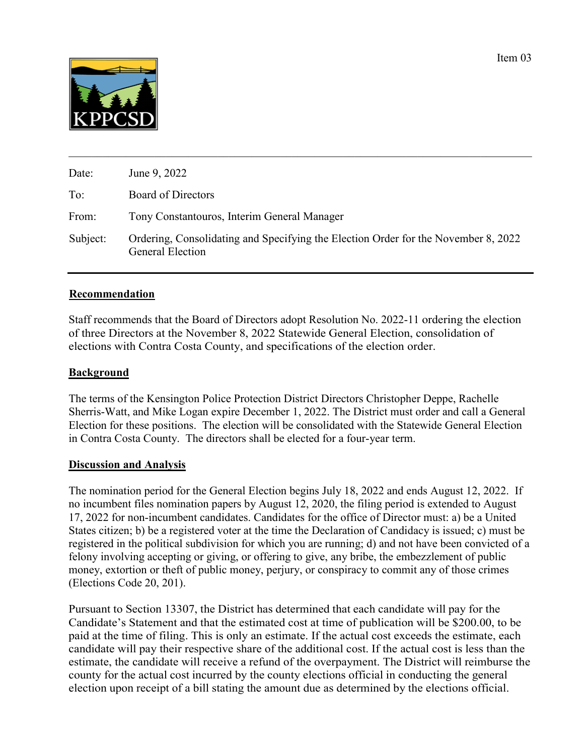Item 03

KPPCSD

---

| | |
|---|---|
| Date: | June 9, 2022 |
| To: | Board of Directors |
| From: | Tony Constantouros, Interim General Manager |
| Subject: | Ordering, Consolidating and Specifying the Election Order for the November 8, 2022 General Election |

---

**Recommendation**

Staff recommends that the Board of Directors adopt Resolution No. 2022-11 ordering the election of three Directors at the November 8, 2022 Statewide General Election, consolidation of elections with Contra Costa County, and specifications of the election order.

**Background**

The terms of the Kensington Police Protection District Directors Christopher Deppe, Rachelle Sherris-Watt, and Mike Logan expire December 1, 2022. The District must order and call a General Election for these positions. The election will be consolidated with the Statewide General Election in Contra Costa County. The directors shall be elected for a four-year term.

**Discussion and Analysis**

The nomination period for the General Election begins July 18, 2022 and ends August 12, 2022. If no incumbent files nomination papers by August 12, 2020, the filing period is extended to August 17, 2022 for non-incumbent candidates. Candidates for the office of Director must: a) be a United States citizen; b) be a registered voter at the time the Declaration of Candidacy is issued; c) must be registered in the political subdivision for which you are running; d) and not have been convicted of a felony involving accepting or giving, or offering to give, any bribe, the embezzlement of public money, extortion or theft of public money, perjury, or conspiracy to commit any of those crimes (Elections Code 20, 201).

Pursuant to Section 13307, the District has determined that each candidate will pay for the Candidate's Statement and that the estimated cost at time of publication will be $200.00, to be paid at the time of filing. This is only an estimate. If the actual cost exceeds the estimate, each candidate will pay their respective share of the additional cost. If the actual cost is less than the estimate, the candidate will receive a refund of the overpayment. The District will reimburse the county for the actual cost incurred by the county elections official in conducting the general election upon receipt of a bill stating the amount due as determined by the elections official.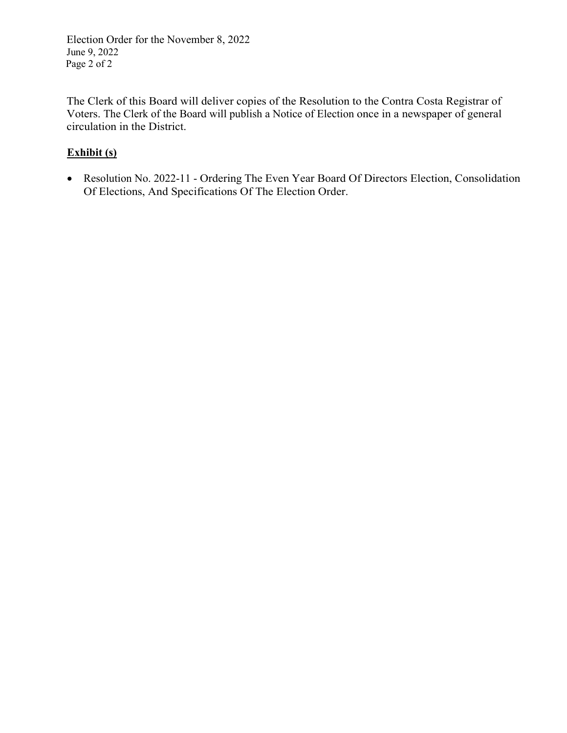The Clerk of this Board will deliver copies of the Resolution to the Contra Costa Registrar of Voters. The Clerk of the Board will publish a Notice of Election once in a newspaper of general circulation in the District.

**Exhibit (s)**

- Resolution No. 2022-11 - Ordering The Even Year Board Of Directors Election, Consolidation Of Elections, And Specifications Of The Election Order.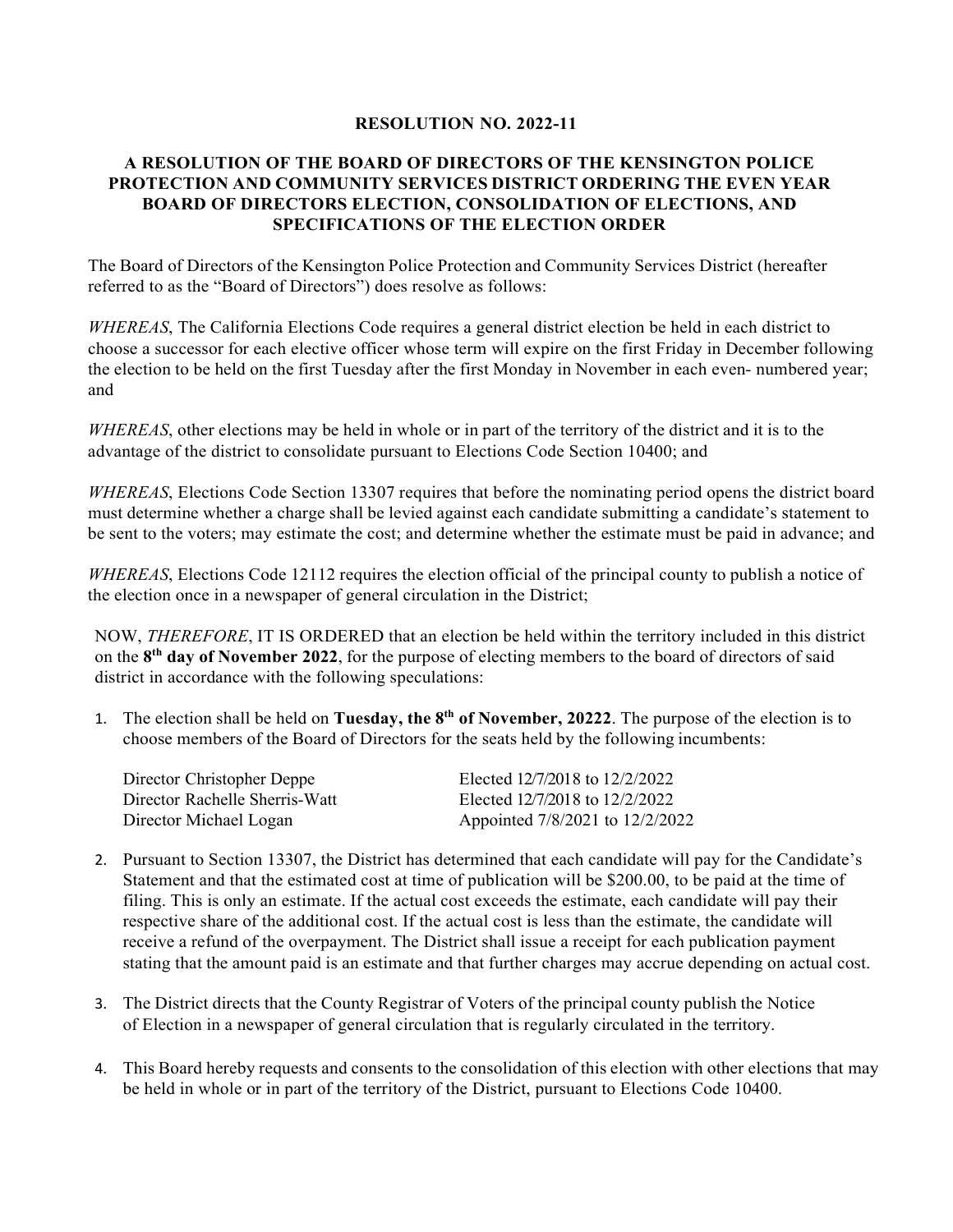**RESOLUTION NO. 2022-11**

**A RESOLUTION OF THE BOARD OF DIRECTORS OF THE KENSINGTON POLICE PROTECTION AND COMMUNITY SERVICES DISTRICT ORDERING THE EVEN YEAR BOARD OF DIRECTORS ELECTION, CONSOLIDATION OF ELECTIONS, AND SPECIFICATIONS OF THE ELECTION ORDER**

The Board of Directors of the Kensington Police Protection and Community Services District (hereafter referred to as the "Board of Directors") does resolve as follows:

*WHEREAS*, The California Elections Code requires a general district election be held in each district to choose a successor for each elective officer whose term will expire on the first Friday in December following the election to be held on the first Tuesday after the first Monday in November in each even- numbered year; and

*WHEREAS*, other elections may be held in whole or in part of the territory of the district and it is to the advantage of the district to consolidate pursuant to Elections Code Section 10400; and

*WHEREAS*, Elections Code Section 13307 requires that before the nominating period opens the district board must determine whether a charge shall be levied against each candidate submitting a candidate's statement to be sent to the voters; may estimate the cost; and determine whether the estimate must be paid in advance; and

*WHEREAS*, Elections Code 12112 requires the election official of the principal county to publish a notice of the election once in a newspaper of general circulation in the District;

NOW, *THEREFORE*, IT IS ORDERED that an election be held within the territory included in this district on the **8th day of November 2022**, for the purpose of electing members to the board of directors of said district in accordance with the following speculations:

1. The election shall be held on **Tuesday, the 8th of November, 20222**. The purpose of the election is to choose members of the Board of Directors for the seats held by the following incumbents:

   | | |
   |---|---|
   | Director Christopher Deppe | Elected 12/7/2018 to 12/2/2022 |
   | Director Rachelle Sherris-Watt | Elected 12/7/2018 to 12/2/2022 |
   | Director Michael Logan | Appointed 7/8/2021 to 12/2/2022 |

2. Pursuant to Section 13307, the District has determined that each candidate will pay for the Candidate's Statement and that the estimated cost at time of publication will be $200.00, to be paid at the time of filing. This is only an estimate. If the actual cost exceeds the estimate, each candidate will pay their respective share of the additional cost. If the actual cost is less than the estimate, the candidate will receive a refund of the overpayment. The District shall issue a receipt for each publication payment stating that the amount paid is an estimate and that further charges may accrue depending on actual cost.

3. The District directs that the County Registrar of Voters of the principal county publish the Notice of Election in a newspaper of general circulation that is regularly circulated in the territory.

4. This Board hereby requests and consents to the consolidation of this election with other elections that may be held in whole or in part of the territory of the District, pursuant to Elections Code 10400.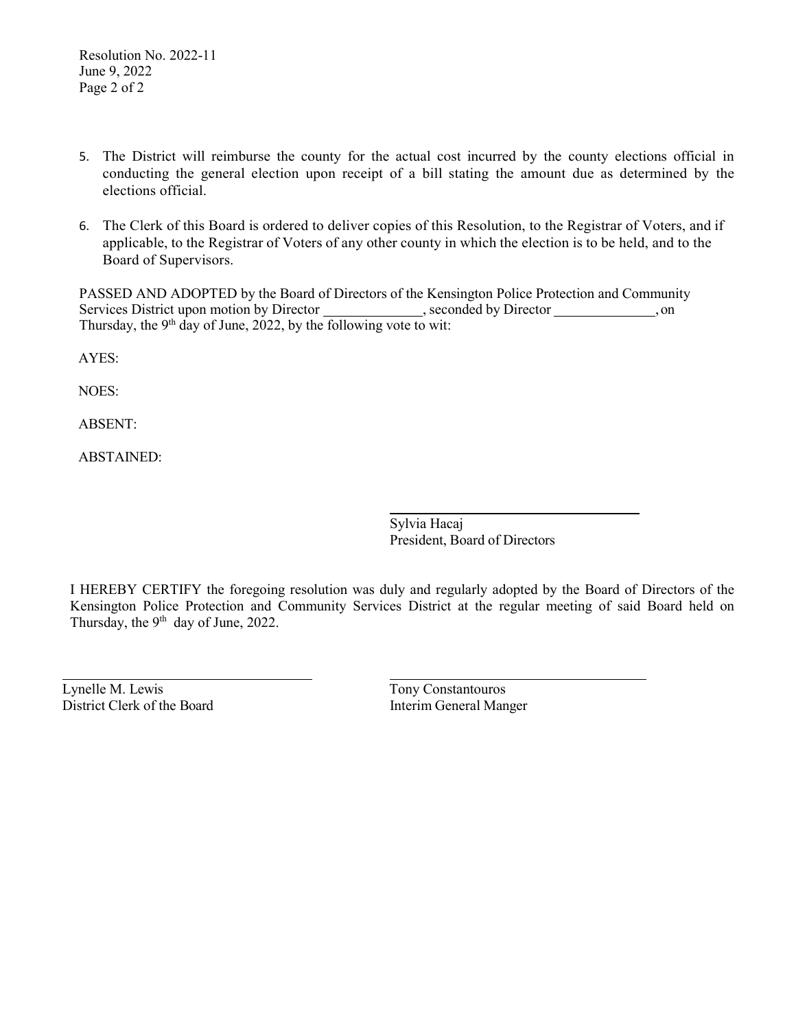5. The District will reimburse the county for the actual cost incurred by the county elections official in conducting the general election upon receipt of a bill stating the amount due as determined by the elections official.

6. The Clerk of this Board is ordered to deliver copies of this Resolution, to the Registrar of Voters, and if applicable, to the Registrar of Voters of any other county in which the election is to be held, and to the Board of Supervisors.

PASSED AND ADOPTED by the Board of Directors of the Kensington Police Protection and Community Services District upon motion by Director ______________, seconded by Director ______________, on Thursday, the 9th day of June, 2022, by the following vote to wit:

AYES:

NOES:

ABSENT:

ABSTAINED:

______________________________
Sylvia Hacaj
President, Board of Directors

I HEREBY CERTIFY the foregoing resolution was duly and regularly adopted by the Board of Directors of the Kensington Police Protection and Community Services District at the regular meeting of said Board held on Thursday, the 9th day of June, 2022.

______________________________
Lynelle M. Lewis
District Clerk of the Board

______________________________
Tony Constantouros
Interim General Manger